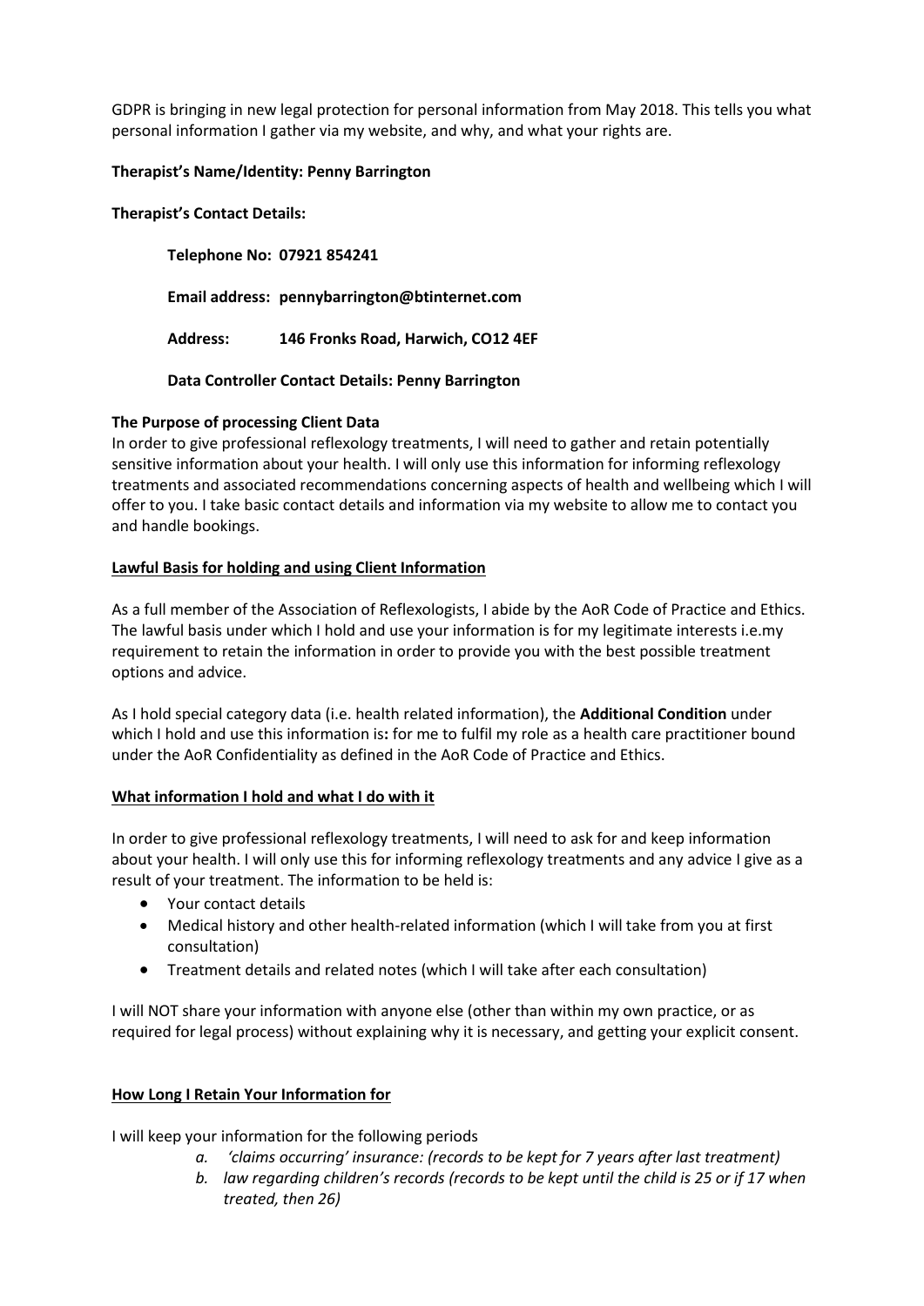GDPR is bringing in new legal protection for personal information from May 2018. This tells you what personal information I gather via my website, and why, and what your rights are.

**Therapist's Name/Identity: Penny Barrington**

**Therapist's Contact Details:**

**Telephone No: 07921 854241**

**Email address: pennybarrington@btinternet.com**

**Address: 146 Fronks Road, Harwich, CO12 4EF**

**Data Controller Contact Details: Penny Barrington**

**The Purpose of processing Client Data**

In order to give professional reflexology treatments, I will need to gather and retain potentially sensitive information about your health. I will only use this information for informing reflexology treatments and associated recommendations concerning aspects of health and wellbeing which I will offer to you. I take basic contact details and information via my website to allow me to contact you and handle bookings.

**Lawful Basis for holding and using Client Information**

As a full member of the Association of Reflexologists, I abide by the AoR Code of Practice and Ethics. The lawful basis under which I hold and use your information is for my legitimate interests i.e.my requirement to retain the information in order to provide you with the best possible treatment options and advice.

As I hold special category data (i.e. health related information), the **Additional Condition** under which I hold and use this information is**:** for me to fulfil my role as a health care practitioner bound under the AoR Confidentiality as defined in the AoR Code of Practice and Ethics.

**What information I hold and what I do with it**

In order to give professional reflexology treatments, I will need to ask for and keep information about your health. I will only use this for informing reflexology treatments and any advice I give as a result of your treatment. The information to be held is:

- Your contact details
- Medical history and other health-related information (which I will take from you at first consultation)
- Treatment details and related notes (which I will take after each consultation)

I will NOT share your information with anyone else (other than within my own practice, or as required for legal process) without explaining why it is necessary, and getting your explicit consent.

**How Long I Retain Your Information for**

I will keep your information for the following periods

*a. 'claims occurring' insurance: (records to be kept for 7 years after last treatment)*

*b. law regarding children's records (records to be kept until the child is 25 or if 17 when treated, then 26)*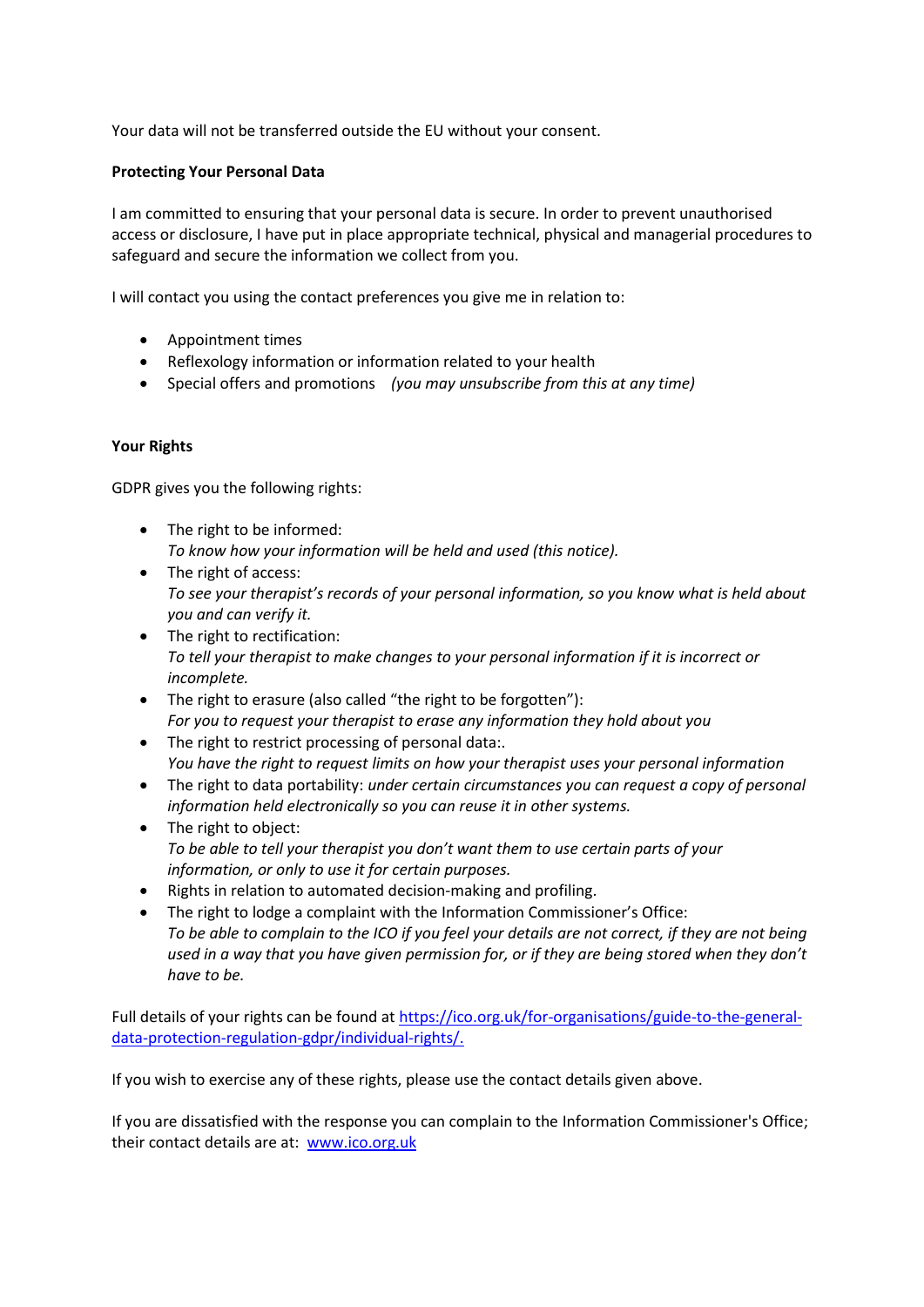Your data will not be transferred outside the EU without your consent.

**Protecting Your Personal Data**

I am committed to ensuring that your personal data is secure. In order to prevent unauthorised access or disclosure, I have put in place appropriate technical, physical and managerial procedures to safeguard and secure the information we collect from you.

I will contact you using the contact preferences you give me in relation to:

- Appointment times
- Reflexology information or information related to your health
- Special offers and promotions *(you may unsubscribe from this at any time)*

**Your Rights**

GDPR gives you the following rights:

- The right to be informed:
  *To know how your information will be held and used (this notice).*
- The right of access:
  *To see your therapist's records of your personal information, so you know what is held about you and can verify it.*
- The right to rectification:
  *To tell your therapist to make changes to your personal information if it is incorrect or incomplete.*
- The right to erasure (also called "the right to be forgotten"):
  *For you to request your therapist to erase any information they hold about you*
- The right to restrict processing of personal data:.
  *You have the right to request limits on how your therapist uses your personal information*
- The right to data portability: *under certain circumstances you can request a copy of personal information held electronically so you can reuse it in other systems.*
- The right to object:
  *To be able to tell your therapist you don't want them to use certain parts of your information, or only to use it for certain purposes.*
- Rights in relation to automated decision-making and profiling.
- The right to lodge a complaint with the Information Commissioner's Office:
  *To be able to complain to the ICO if you feel your details are not correct, if they are not being used in a way that you have given permission for, or if they are being stored when they don't have to be.*

Full details of your rights can be found at [https://ico.org.uk/for-organisations/guide-to-the-general-data-protection-regulation-gdpr/individual-rights/.](https://ico.org.uk/for-organisations/guide-to-the-general-data-protection-regulation-gdpr/individual-rights/)

If you wish to exercise any of these rights, please use the contact details given above.

If you are dissatisfied with the response you can complain to the Information Commissioner's Office; their contact details are at: [www.ico.org.uk](http://www.ico.org.uk)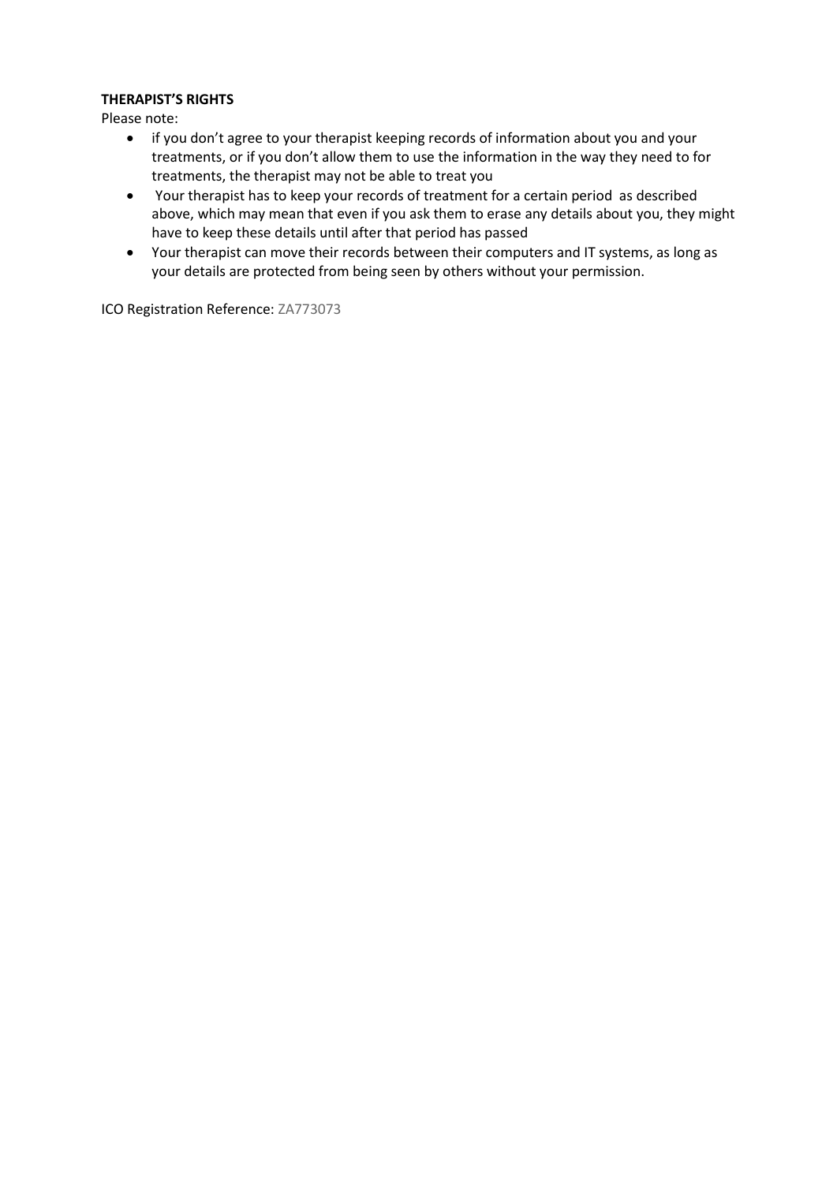**THERAPIST'S RIGHTS**

Please note:

- if you don't agree to your therapist keeping records of information about you and your treatments, or if you don't allow them to use the information in the way they need to for treatments, the therapist may not be able to treat you
- Your therapist has to keep your records of treatment for a certain period as described above, which may mean that even if you ask them to erase any details about you, they might have to keep these details until after that period has passed
- Your therapist can move their records between their computers and IT systems, as long as your details are protected from being seen by others without your permission.

ICO Registration Reference: ZA773073